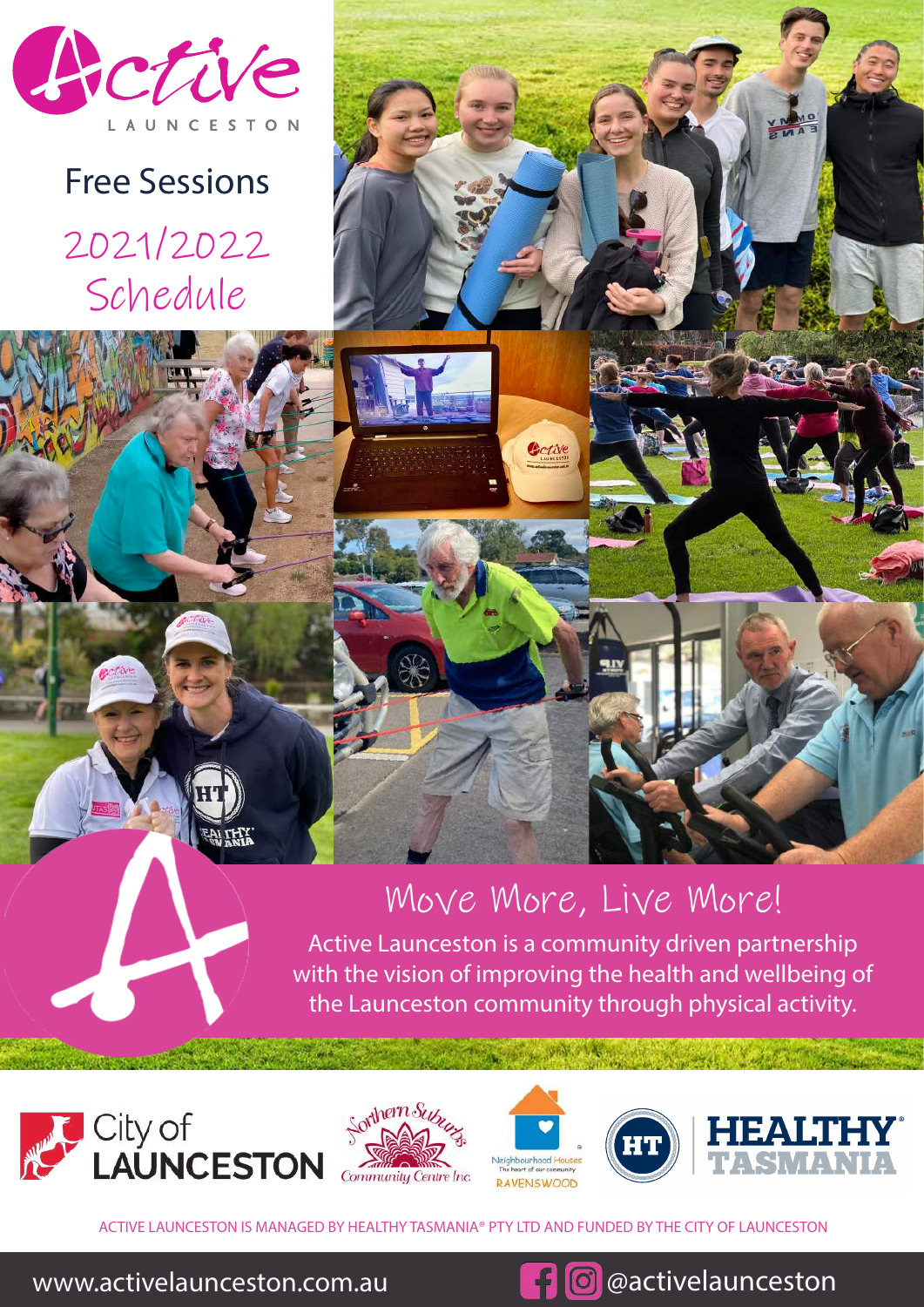# Active LAUNCESTON

## Free Sessions

## 2021/2022 Schedule

## Move More, Live More!

Active Launceston is a community driven partnership with the vision of improving the health and wellbeing of the Launceston community through physical activity.

City of LAUNCESTON

Northern Suburbs Community Centre Inc

Neighbourhood Houses – The heart of our community – RAVENSWOOD

HT HEALTHY TASMANIA

ACTIVE LAUNCESTON IS MANAGED BY HEALTHY TASMANIA® PTY LTD AND FUNDED BY THE CITY OF LAUNCESTON

www.activelaunceston.com.au

@activelaunceston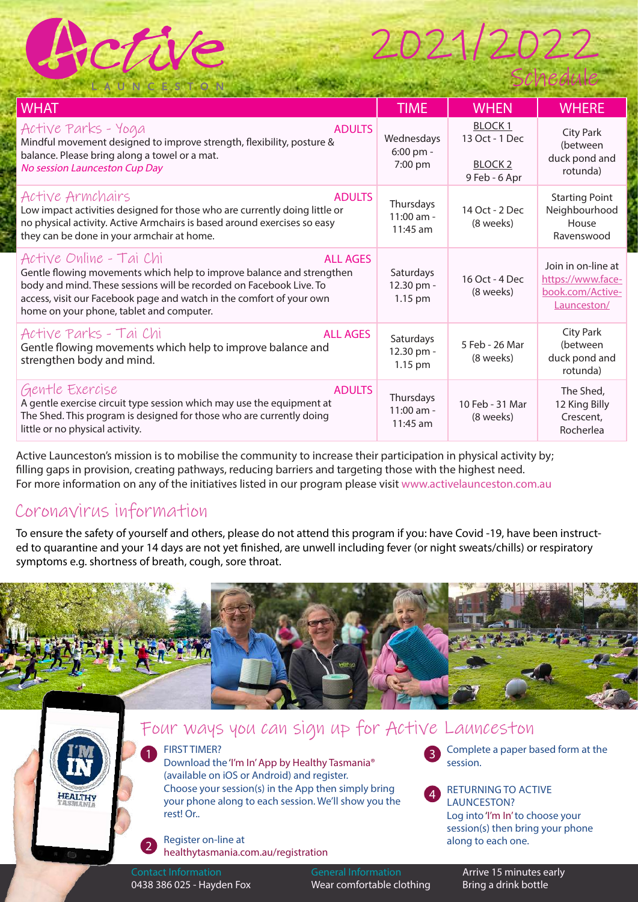# Active LAUNCESTON

# 2021/2022 Schedule

| WHAT | TIME | WHEN | WHERE |
|---|---|---|---|
| **Active Parks - Yoga** ADULTS<br>Mindful movement designed to improve strength, flexibility, posture & balance. Please bring along a towel or a mat.<br>*No session Launceston Cup Day* | Wednesdays 6:00 pm - 7:00 pm | BLOCK 1<br>13 Oct - 1 Dec<br><br>BLOCK 2<br>9 Feb - 6 Apr | City Park (between duck pond and rotunda) |
| **Active Armchairs** ADULTS<br>Low impact activities designed for those who are currently doing little or no physical activity. Active Armchairs is based around exercises so easy they can be done in your armchair at home. | Thursdays 11:00 am - 11:45 am | 14 Oct - 2 Dec (8 weeks) | Starting Point Neighbourhood House Ravenswood |
| **Active Online - Tai Chi** ALL AGES<br>Gentle flowing movements which help to improve balance and strengthen body and mind. These sessions will be recorded on Facebook Live. To access, visit our Facebook page and watch in the comfort of your own home on your phone, tablet and computer. | Saturdays 12.30 pm - 1.15 pm | 16 Oct - 4 Dec (8 weeks) | Join in on-line at https://www.facebook.com/ActiveLaunceston/ |
| **Active Parks - Tai Chi** ALL AGES<br>Gentle flowing movements which help to improve balance and strengthen body and mind. | Saturdays 12.30 pm - 1.15 pm | 5 Feb - 26 Mar (8 weeks) | City Park (between duck pond and rotunda) |
| **Gentle Exercise** ADULTS<br>A gentle exercise circuit type session which may use the equipment at The Shed. This program is designed for those who are currently doing little or no physical activity. | Thursdays 11:00 am - 11:45 am | 10 Feb - 31 Mar (8 weeks) | The Shed, 12 King Billy Crescent, Rocherlea |

Active Launceston's mission is to mobilise the community to increase their participation in physical activity by; filling gaps in provision, creating pathways, reducing barriers and targeting those with the highest need.
For more information on any of the initiatives listed in our program please visit www.activelaunceston.com.au

## Coronavirus information

To ensure the safety of yourself and others, please do not attend this program if you: have Covid -19, have been instructed to quarantine and your 14 days are not yet finished, are unwell including fever (or night sweats/chills) or respiratory symptoms e.g. shortness of breath, cough, sore throat.

## Four ways you can sign up for Active Launceston

1. FIRST TIMER?
   Download the 'I'm In' App by Healthy Tasmania® (available on iOS or Android) and register.
   Choose your session(s) in the App then simply bring your phone along to each session. We'll show you the rest! Or..
2. Register on-line at healthytasmania.com.au/registration
3. Complete a paper based form at the session.
4. RETURNING TO ACTIVE LAUNCESTON?
   Log into 'I'm In' to choose your session(s) then bring your phone along to each one.

**Contact Information**
0438 386 025 - Hayden Fox

**General Information**
Wear comfortable clothing

Arrive 15 minutes early
Bring a drink bottle